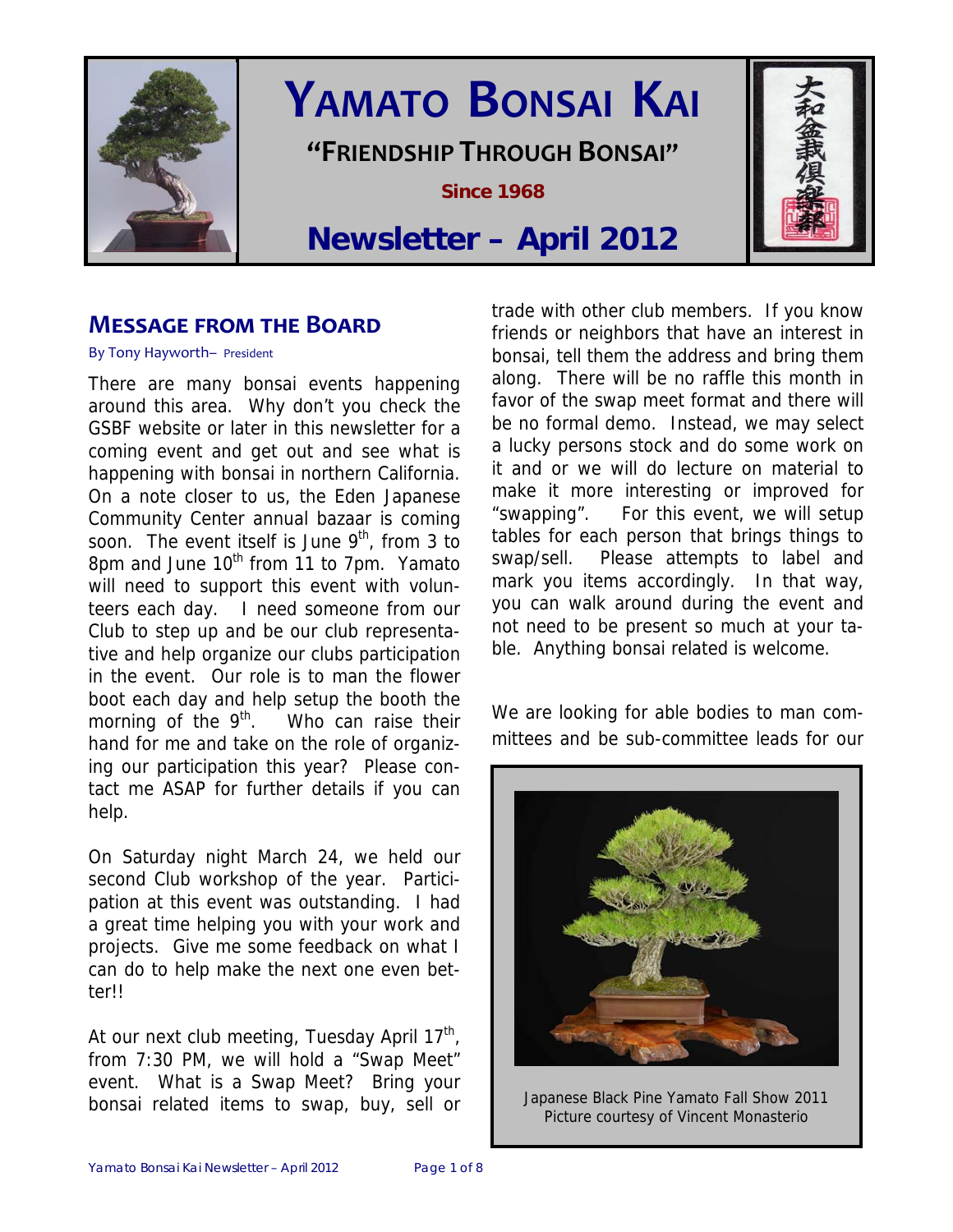# YAMATO BONSAI KAI

**"FRIENDSHIP THROUGH BONSAI"**

**Since 1968**

## Newsletter – April 2012

## MESSAGE FROM THE BOARD

By Tony Hayworth– President

There are many bonsai events happening around this area. Why don't you check the GSBF website or later in this newsletter for a coming event and get out and see what is happening with bonsai in northern California. On a note closer to us, the Eden Japanese Community Center annual bazaar is coming soon. The event itself is June 9th, from 3 to 8pm and June 10th from 11 to 7pm. Yamato will need to support this event with volunteers each day. I need someone from our Club to step up and be our club representative and help organize our clubs participation in the event. Our role is to man the flower boot each day and help setup the booth the morning of the 9th. Who can raise their hand for me and take on the role of organizing our participation this year? Please contact me ASAP for further details if you can help.

On Saturday night March 24, we held our second Club workshop of the year. Participation at this event was outstanding. I had a great time helping you with your work and projects. Give me some feedback on what I can do to help make the next one even better!!

At our next club meeting, Tuesday April 17th, from 7:30 PM, we will hold a "Swap Meet" event. What is a Swap Meet? Bring your bonsai related items to swap, buy, sell or trade with other club members. If you know friends or neighbors that have an interest in bonsai, tell them the address and bring them along. There will be no raffle this month in favor of the swap meet format and there will be no formal demo. Instead, we may select a lucky persons stock and do some work on it and or we will do lecture on material to make it more interesting or improved for "swapping". For this event, we will setup tables for each person that brings things to swap/sell. Please attempts to label and mark you items accordingly. In that way, you can walk around during the event and not need to be present so much at your table. Anything bonsai related is welcome.

We are looking for able bodies to man committees and be sub-committee leads for our

Japanese Black Pine Yamato Fall Show 2011
Picture courtesy of Vincent Monasterio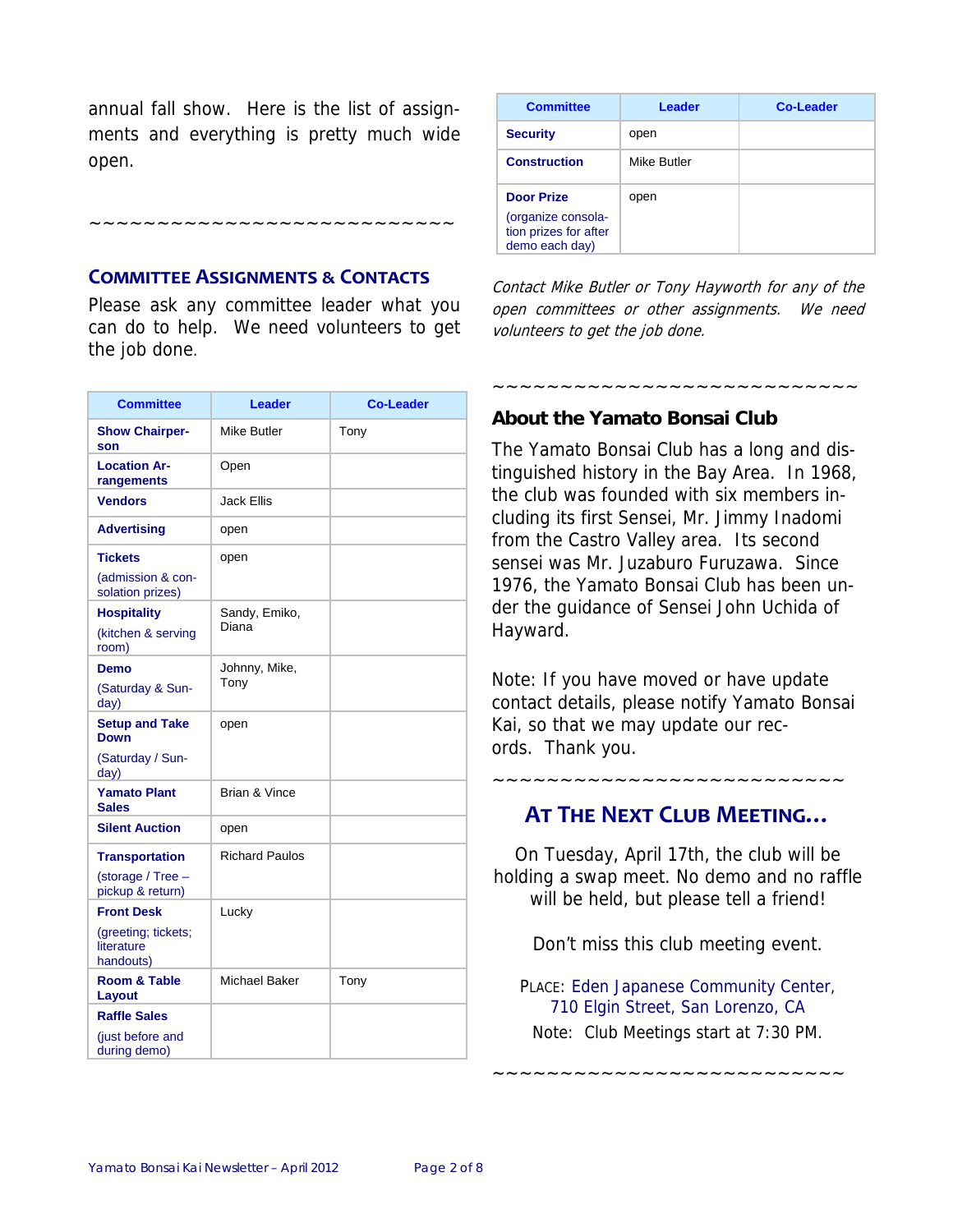annual fall show. Here is the list of assignments and everything is pretty much wide open.

~~~~~~~~~~~~~~~~~~~~~~~~~~~

## Committee Assignments & Contacts

Please ask any committee leader what you can do to help. We need volunteers to get the job done.

| Committee | Leader | Co-Leader |
| --- | --- | --- |
| **Show Chairperson** | Mike Butler | Tony |
| **Location Arrangements** | Open | |
| **Vendors** | Jack Ellis | |
| **Advertising** | open | |
| **Tickets** (admission & consolation prizes) | open | |
| **Hospitality** (kitchen & serving room) | Sandy, Emiko, Diana | |
| **Demo** (Saturday & Sunday) | Johnny, Mike, Tony | |
| **Setup and Take Down** (Saturday / Sunday) | open | |
| **Yamato Plant Sales** | Brian & Vince | |
| **Silent Auction** | open | |
| **Transportation** (storage / Tree – pickup & return) | Richard Paulos | |
| **Front Desk** (greeting; tickets; literature handouts) | Lucky | |
| **Room & Table Layout** | Michael Baker | Tony |
| **Raffle Sales** (just before and during demo) | | |
| **Security** | open | |
| **Construction** | Mike Butler | |
| **Door Prize** (organize consolation prizes for after demo each day) | open | |

*Contact Mike Butler or Tony Hayworth for any of the open committees or other assignments. We need volunteers to get the job done.*

~~~~~~~~~~~~~~~~~~~~~~~~~~~

## About the Yamato Bonsai Club

The Yamato Bonsai Club has a long and distinguished history in the Bay Area. In 1968, the club was founded with six members including its first Sensei, Mr. Jimmy Inadomi from the Castro Valley area. Its second sensei was Mr. Juzaburo Furuzawa. Since 1976, the Yamato Bonsai Club has been under the guidance of Sensei John Uchida of Hayward.

Note: If you have moved or have update contact details, please notify Yamato Bonsai Kai, so that we may update our records. Thank you.

~~~~~~~~~~~~~~~~~~~~~~~~~~

## At The Next Club Meeting…

On Tuesday, April 17th, the club will be holding a swap meet. No demo and no raffle will be held, but please tell a friend!

Don't miss this club meeting event.

PLACE: Eden Japanese Community Center, 710 Elgin Street, San Lorenzo, CA

Note: Club Meetings start at 7:30 PM.

~~~~~~~~~~~~~~~~~~~~~~~~~~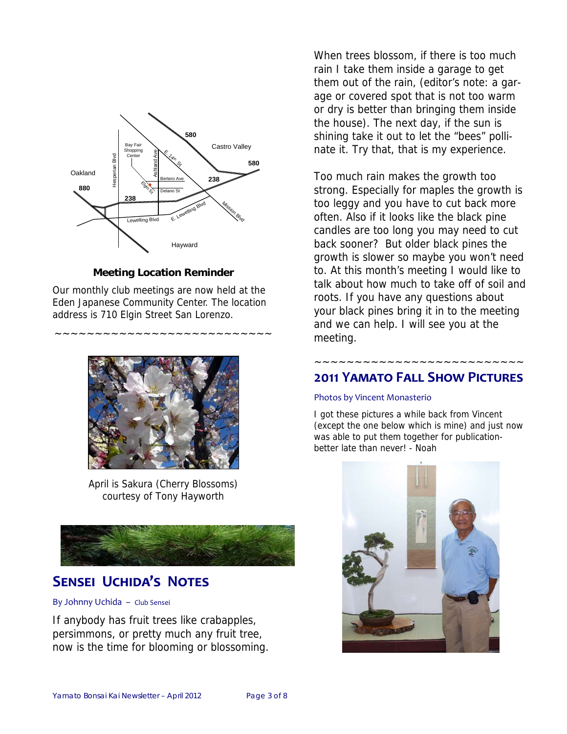**Meeting Location Reminder**

Our monthly club meetings are now held at the Eden Japanese Community Center. The location address is 710 Elgin Street San Lorenzo.

~~~~~~~~~~~~~~~~~~~~~~~~~~~~

April is Sakura (Cherry Blossoms) courtesy of Tony Hayworth

## Sensei Uchida's Notes

By Johnny Uchida – Club Sensei

If anybody has fruit trees like crabapples, persimmons, or pretty much any fruit tree, now is the time for blooming or blossoming. When trees blossom, if there is too much rain I take them inside a garage to get them out of the rain, (editor's note: a garage or covered spot that is not too warm or dry is better than bringing them inside the house). The next day, if the sun is shining take it out to let the "bees" pollinate it. Try that, that is my experience.

Too much rain makes the growth too strong. Especially for maples the growth is too leggy and you have to cut back more often. Also if it looks like the black pine candles are too long you may need to cut back sooner? But older black pines the growth is slower so maybe you won't need to. At this month's meeting I would like to talk about how much to take off of soil and roots. If you have any questions about your black pines bring it in to the meeting and we can help. I will see you at the meeting.

~~~~~~~~~~~~~~~~~~~~~~~~~~

## 2011 Yamato Fall Show Pictures

Photos by Vincent Monasterio

I got these pictures a while back from Vincent (except the one below which is mine) and just now was able to put them together for publication- better late than never! - Noah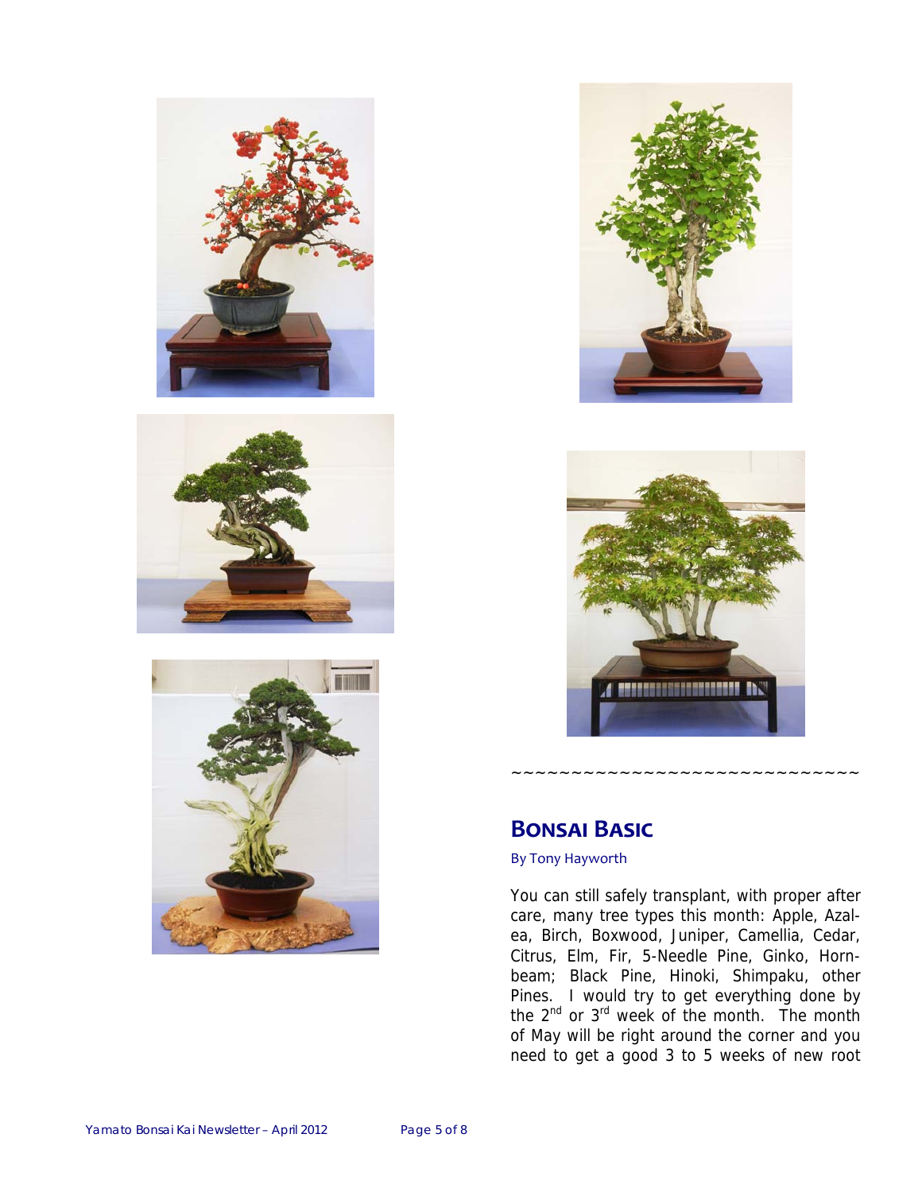~~~~~~~~~~~~~~~~~~~~~~~~~~~~~~

## Bonsai Basic

By Tony Hayworth

You can still safely transplant, with proper after care, many tree types this month: Apple, Azalea, Birch, Boxwood, Juniper, Camellia, Cedar, Citrus, Elm, Fir, 5-Needle Pine, Ginko, Hornbeam; Black Pine, Hinoki, Shimpaku, other Pines. I would try to get everything done by the 2nd or 3rd week of the month. The month of May will be right around the corner and you need to get a good 3 to 5 weeks of new root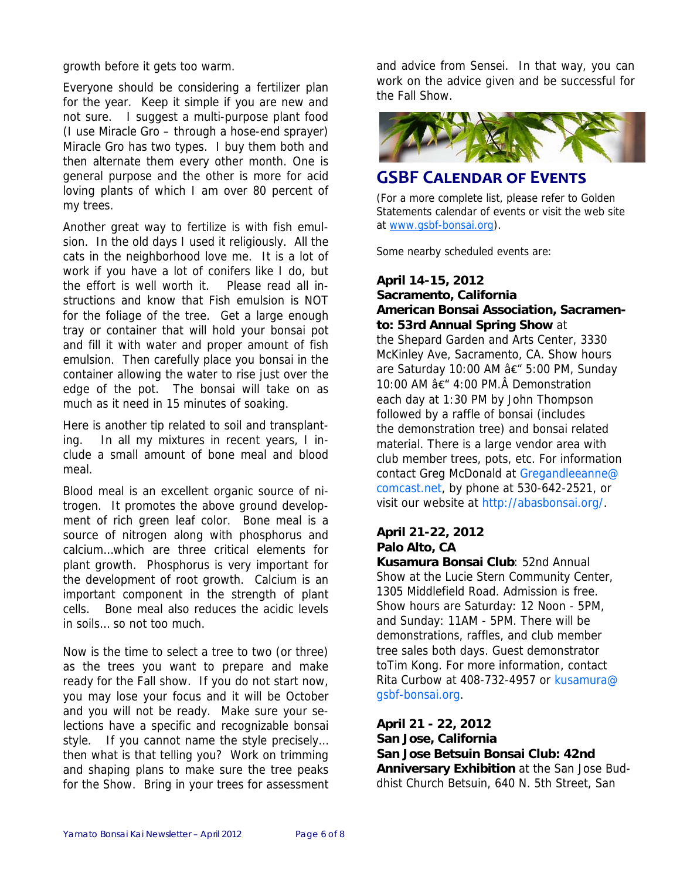growth before it gets too warm.

Everyone should be considering a fertilizer plan for the year. Keep it simple if you are new and not sure. I suggest a multi-purpose plant food (I use Miracle Gro – through a hose-end sprayer) Miracle Gro has two types. I buy them both and then alternate them every other month. One is general purpose and the other is more for acid loving plants of which I am over 80 percent of my trees.

Another great way to fertilize is with fish emulsion. In the old days I used it religiously. All the cats in the neighborhood love me. It is a lot of work if you have a lot of conifers like I do, but the effort is well worth it. Please read all instructions and know that Fish emulsion is NOT for the foliage of the tree. Get a large enough tray or container that will hold your bonsai pot and fill it with water and proper amount of fish emulsion. Then carefully place you bonsai in the container allowing the water to rise just over the edge of the pot. The bonsai will take on as much as it need in 15 minutes of soaking.

Here is another tip related to soil and transplanting. In all my mixtures in recent years, I include a small amount of bone meal and blood meal.

Blood meal is an excellent organic source of nitrogen. It promotes the above ground development of rich green leaf color. Bone meal is a source of nitrogen along with phosphorus and calcium…which are three critical elements for plant growth. Phosphorus is very important for the development of root growth. Calcium is an important component in the strength of plant cells. Bone meal also reduces the acidic levels in soils… so not too much.

Now is the time to select a tree to two (or three) as the trees you want to prepare and make ready for the Fall show. If you do not start now, you may lose your focus and it will be October and you will not be ready. Make sure your selections have a specific and recognizable bonsai style. If you cannot name the style precisely… then what is that telling you? Work on trimming and shaping plans to make sure the tree peaks for the Show. Bring in your trees for assessment and advice from Sensei. In that way, you can work on the advice given and be successful for the Fall Show.

## GSBF Calendar of Events

(For a more complete list, please refer to Golden Statements calendar of events or visit the web site at www.gsbf-bonsai.org).

Some nearby scheduled events are:

**April 14-15, 2012**
**Sacramento, California**
**American Bonsai Association, Sacramento: 53rd Annual Spring Show** at the Shepard Garden and Arts Center, 3330 McKinley Ave, Sacramento, CA. Show hours are Saturday 10:00 AM â€" 5:00 PM, Sunday 10:00 AM â€" 4:00 PM.Â Demonstration each day at 1:30 PM by John Thompson followed by a raffle of bonsai (includes the demonstration tree) and bonsai related material. There is a large vendor area with club member trees, pots, etc. For information contact Greg McDonald at Gregandleeanne@comcast.net, by phone at 530-642-2521, or visit our website at http://abasbonsai.org/.

**April 21-22, 2012**
**Palo Alto, CA**
**Kusamura Bonsai Club**: 52nd Annual Show at the Lucie Stern Community Center, 1305 Middlefield Road. Admission is free. Show hours are Saturday: 12 Noon - 5PM, and Sunday: 11AM - 5PM. There will be demonstrations, raffles, and club member tree sales both days. Guest demonstrator toTim Kong. For more information, contact Rita Curbow at 408-732-4957 or kusamura@gsbf-bonsai.org.

**April 21 - 22, 2012**
**San Jose, California**
**San Jose Betsuin Bonsai Club: 42nd Anniversary Exhibition** at the San Jose Buddhist Church Betsuin, 640 N. 5th Street, San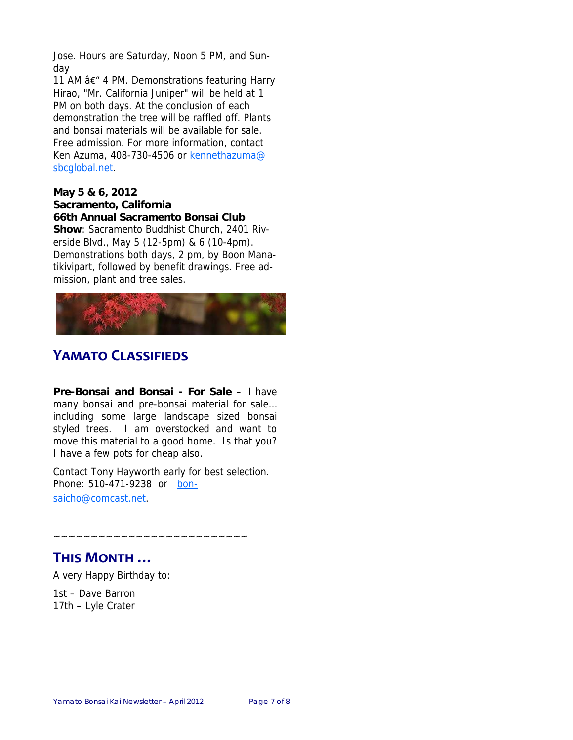Jose. Hours are Saturday, Noon 5 PM, and Sunday
11 AM â€“ 4 PM. Demonstrations featuring Harry Hirao, "Mr. California Juniper" will be held at 1 PM on both days. At the conclusion of each demonstration the tree will be raffled off. Plants and bonsai materials will be available for sale. Free admission. For more information, contact Ken Azuma, 408-730-4506 or kennethazuma@sbcglobal.net.

**May 5 & 6, 2012**
**Sacramento, California**
**66th Annual Sacramento Bonsai Club Show**: Sacramento Buddhist Church, 2401 Riverside Blvd., May 5 (12-5pm) & 6 (10-4pm). Demonstrations both days, 2 pm, by Boon Manatikivipart, followed by benefit drawings. Free admission, plant and tree sales.

## YAMATO CLASSIFIEDS

**Pre-Bonsai and Bonsai - For Sale** – I have many bonsai and pre-bonsai material for sale… including some large landscape sized bonsai styled trees. I am overstocked and want to move this material to a good home. Is that you? I have a few pots for cheap also.

Contact Tony Hayworth early for best selection. Phone: 510-471-9238 or bonsaicho@comcast.net.

~~~~~~~~~~~~~~~~~~~~~~~~~~

## THIS MONTH …

A very Happy Birthday to:

1st – Dave Barron
17th – Lyle Crater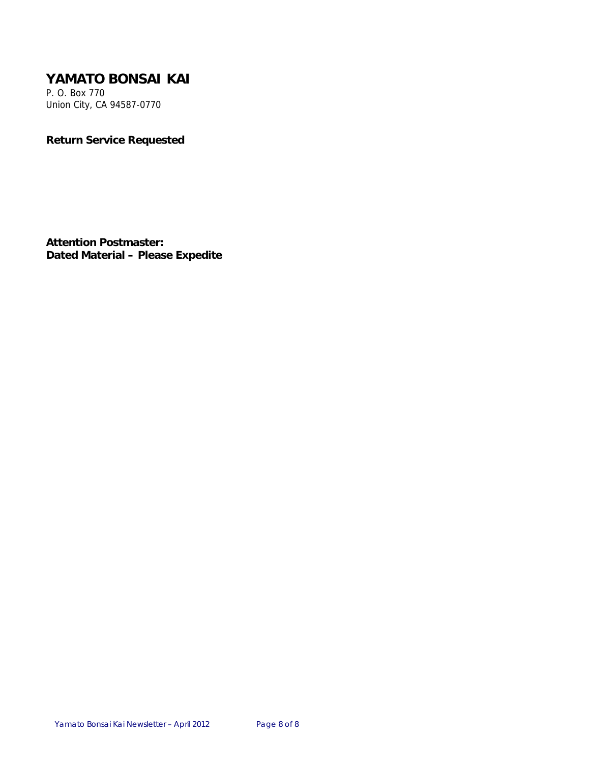## YAMATO BONSAI KAI

P. O. Box 770
Union City, CA 94587-0770

**Return Service Requested**

**Attention Postmaster:**
**Dated Material – Please Expedite**